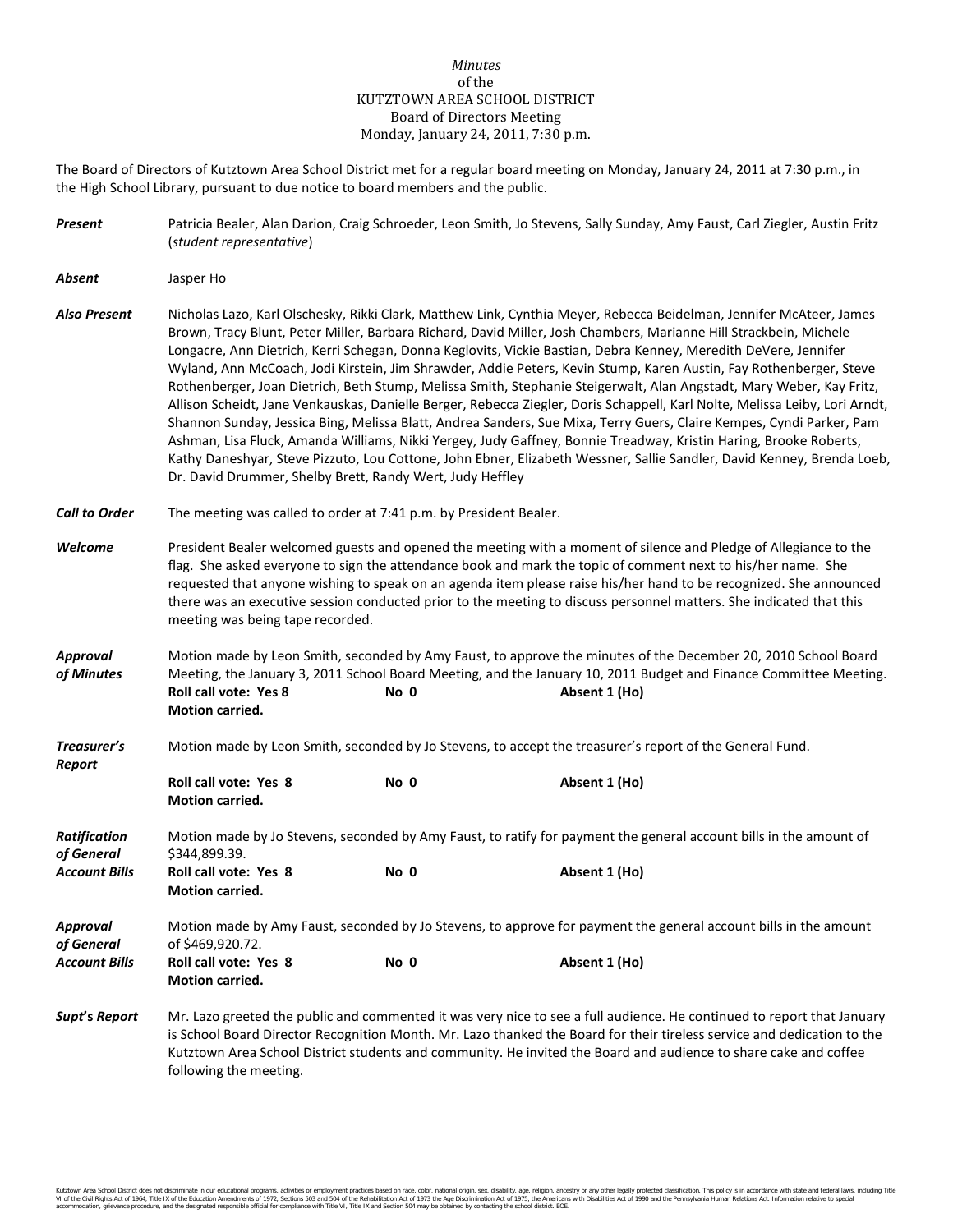*Minutes*
of the
KUTZTOWN AREA SCHOOL DISTRICT
Board of Directors Meeting
Monday, January 24, 2011, 7:30 p.m.

The Board of Directors of Kutztown Area School District met for a regular board meeting on Monday, January 24, 2011 at 7:30 p.m., in the High School Library, pursuant to due notice to board members and the public.

***Present*** Patricia Bealer, Alan Darion, Craig Schroeder, Leon Smith, Jo Stevens, Sally Sunday, Amy Faust, Carl Ziegler, Austin Fritz (*student representative*)

***Absent*** Jasper Ho

***Also Present*** Nicholas Lazo, Karl Olschesky, Rikki Clark, Matthew Link, Cynthia Meyer, Rebecca Beidelman, Jennifer McAteer, James Brown, Tracy Blunt, Peter Miller, Barbara Richard, David Miller, Josh Chambers, Marianne Hill Strackbein, Michele Longacre, Ann Dietrich, Kerri Schegan, Donna Keglovits, Vickie Bastian, Debra Kenney, Meredith DeVere, Jennifer Wyland, Ann McCoach, Jodi Kirstein, Jim Shrawder, Addie Peters, Kevin Stump, Karen Austin, Fay Rothenberger, Steve Rothenberger, Joan Dietrich, Beth Stump, Melissa Smith, Stephanie Steigerwalt, Alan Angstadt, Mary Weber, Kay Fritz, Allison Scheidt, Jane Venkauskas, Danielle Berger, Rebecca Ziegler, Doris Schappell, Karl Nolte, Melissa Leiby, Lori Arndt, Shannon Sunday, Jessica Bing, Melissa Blatt, Andrea Sanders, Sue Mixa, Terry Guers, Claire Kempes, Cyndi Parker, Pam Ashman, Lisa Fluck, Amanda Williams, Nikki Yergey, Judy Gaffney, Bonnie Treadway, Kristin Haring, Brooke Roberts, Kathy Daneshyar, Steve Pizzuto, Lou Cottone, John Ebner, Elizabeth Wessner, Sallie Sandler, David Kenney, Brenda Loeb, Dr. David Drummer, Shelby Brett, Randy Wert, Judy Heffley

***Call to Order*** The meeting was called to order at 7:41 p.m. by President Bealer.

***Welcome*** President Bealer welcomed guests and opened the meeting with a moment of silence and Pledge of Allegiance to the flag. She asked everyone to sign the attendance book and mark the topic of comment next to his/her name. She requested that anyone wishing to speak on an agenda item please raise his/her hand to be recognized. She announced there was an executive session conducted prior to the meeting to discuss personnel matters. She indicated that this meeting was being tape recorded.

***Approval of Minutes*** Motion made by Leon Smith, seconded by Amy Faust, to approve the minutes of the December 20, 2010 School Board Meeting, the January 3, 2011 School Board Meeting, and the January 10, 2011 Budget and Finance Committee Meeting.
**Roll call vote: Yes 8** **No 0** **Absent 1 (Ho)**
**Motion carried.**

***Treasurer's Report*** Motion made by Leon Smith, seconded by Jo Stevens, to accept the treasurer's report of the General Fund.
**Roll call vote: Yes 8** **No 0** **Absent 1 (Ho)**
**Motion carried.**

***Ratification of General Account Bills*** Motion made by Jo Stevens, seconded by Amy Faust, to ratify for payment the general account bills in the amount of $344,899.39.
**Roll call vote: Yes 8** **No 0** **Absent 1 (Ho)**
**Motion carried.**

***Approval of General Account Bills*** Motion made by Amy Faust, seconded by Jo Stevens, to approve for payment the general account bills in the amount of $469,920.72.
**Roll call vote: Yes 8** **No 0** **Absent 1 (Ho)**
**Motion carried.**

***Supt's Report*** Mr. Lazo greeted the public and commented it was very nice to see a full audience. He continued to report that January is School Board Director Recognition Month. Mr. Lazo thanked the Board for their tireless service and dedication to the Kutztown Area School District students and community. He invited the Board and audience to share cake and coffee following the meeting.

Kutztown Area School District does not discriminate in our educational programs, activities or employment practices based on race, color, national origin, sex, disability, age, religion, ancestry or any other legally protected classification. This policy is in accordance with state and federal laws, including Title VI of the Civil Rights Act of 1964, Title IX of the Education Amendments of 1972, Sections 503 and 504 of the Rehabilitation Act of 1973 the Age Discrimination Act of 1975, the Americans with Disabilities Act of 1990 and the Pennsylvania Human Relations Act. Information relative to special accommodation, grievance procedure, and the designated responsible official for compliance with Title VI, Title IX and Section 504 may be obtained by contacting the school district. EOE.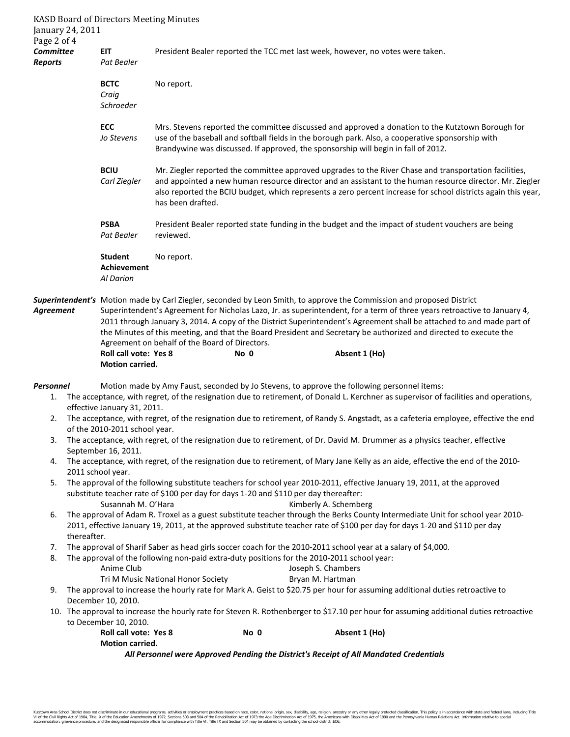***Committee Reports***

**EIT**
*Pat Bealer*

President Bealer reported the TCC met last week, however, no votes were taken.

**BCTC**
*Craig Schroeder*

No report.

**ECC**
*Jo Stevens*

Mrs. Stevens reported the committee discussed and approved a donation to the Kutztown Borough for use of the baseball and softball fields in the borough park. Also, a cooperative sponsorship with Brandywine was discussed. If approved, the sponsorship will begin in fall of 2012.

**BCIU**
*Carl Ziegler*

Mr. Ziegler reported the committee approved upgrades to the River Chase and transportation facilities, and appointed a new human resource director and an assistant to the human resource director. Mr. Ziegler also reported the BCIU budget, which represents a zero percent increase for school districts again this year, has been drafted.

**PSBA**
*Pat Bealer*

President Bealer reported state funding in the budget and the impact of student vouchers are being reviewed.

**Student Achievement**
*Al Darion*

No report.

***Superintendent's Agreement***

Motion made by Carl Ziegler, seconded by Leon Smith, to approve the Commission and proposed District Superintendent's Agreement for Nicholas Lazo, Jr. as superintendent, for a term of three years retroactive to January 4, 2011 through January 3, 2014. A copy of the District Superintendent's Agreement shall be attached to and made part of the Minutes of this meeting, and that the Board President and Secretary be authorized and directed to execute the Agreement on behalf of the Board of Directors.

**Roll call vote: Yes 8 No 0 Absent 1 (Ho)**
**Motion carried.**

***Personnel***

Motion made by Amy Faust, seconded by Jo Stevens, to approve the following personnel items:

1. The acceptance, with regret, of the resignation due to retirement, of Donald L. Kerchner as supervisor of facilities and operations, effective January 31, 2011.
2. The acceptance, with regret, of the resignation due to retirement, of Randy S. Angstadt, as a cafeteria employee, effective the end of the 2010-2011 school year.
3. The acceptance, with regret, of the resignation due to retirement, of Dr. David M. Drummer as a physics teacher, effective September 16, 2011.
4. The acceptance, with regret, of the resignation due to retirement, of Mary Jane Kelly as an aide, effective the end of the 2010-2011 school year.
5. The approval of the following substitute teachers for school year 2010-2011, effective January 19, 2011, at the approved substitute teacher rate of $100 per day for days 1-20 and $110 per day thereafter:
   - Susannah M. O'Hara
   - Kimberly A. Schemberg
6. The approval of Adam R. Troxel as a guest substitute teacher through the Berks County Intermediate Unit for school year 2010-2011, effective January 19, 2011, at the approved substitute teacher rate of $100 per day for days 1-20 and $110 per day thereafter.
7. The approval of Sharif Saber as head girls soccer coach for the 2010-2011 school year at a salary of $4,000.
8. The approval of the following non-paid extra-duty positions for the 2010-2011 school year:
   - Anime Club — Joseph S. Chambers
   - Tri M Music National Honor Society — Bryan M. Hartman
9. The approval to increase the hourly rate for Mark A. Geist to $20.75 per hour for assuming additional duties retroactive to December 10, 2010.
10. The approval to increase the hourly rate for Steven R. Rothenberger to $17.10 per hour for assuming additional duties retroactive to December 10, 2010.

**Roll call vote: Yes 8 No 0 Absent 1 (Ho)**
**Motion carried.**

***All Personnel were Approved Pending the District's Receipt of All Mandated Credentials***

Kutztown Area School District does not discriminate in our educational programs, activities or employment practices based on race, color, national origin, sex, disability, age, religion, ancestry or any other legally protected classification. This policy is in accordance with state and federal laws, including Title VI of the Civil Rights Act of 1964, Title IX of the Education Amendments of 1972, Sections 503 and 504 of the Rehabilitation Act of 1973 the Age Discrimination Act of 1975, the Americans with Disabilities Act of 1990 and the Pennsylvania Human Relations Act. Information relative to special accommodation, grievance procedure, and the designated responsible official for compliance with Title VI, Title IX and Section 504 may be obtained by contacting the school district. EOE.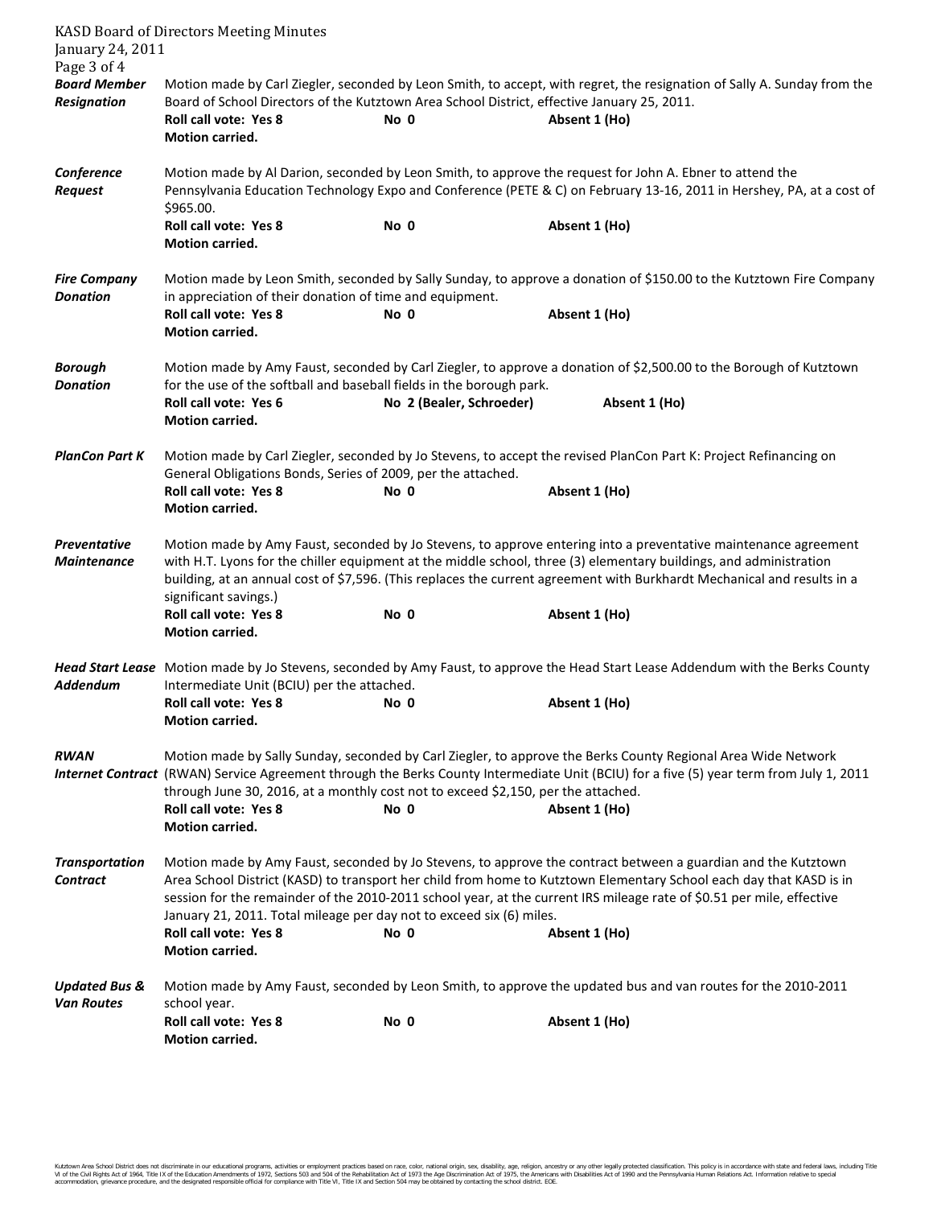***Board Member Resignation***

Motion made by Carl Ziegler, seconded by Leon Smith, to accept, with regret, the resignation of Sally A. Sunday from the Board of School Directors of the Kutztown Area School District, effective January 25, 2011.

**Roll call vote: Yes 8** **No 0** **Absent 1 (Ho)**
**Motion carried.**

***Conference Request***

Motion made by Al Darion, seconded by Leon Smith, to approve the request for John A. Ebner to attend the Pennsylvania Education Technology Expo and Conference (PETE & C) on February 13-16, 2011 in Hershey, PA, at a cost of $965.00.

**Roll call vote: Yes 8** **No 0** **Absent 1 (Ho)**
**Motion carried.**

***Fire Company Donation***

Motion made by Leon Smith, seconded by Sally Sunday, to approve a donation of $150.00 to the Kutztown Fire Company in appreciation of their donation of time and equipment.

**Roll call vote: Yes 8** **No 0** **Absent 1 (Ho)**
**Motion carried.**

***Borough Donation***

Motion made by Amy Faust, seconded by Carl Ziegler, to approve a donation of $2,500.00 to the Borough of Kutztown for the use of the softball and baseball fields in the borough park.

**Roll call vote: Yes 6** **No 2 (Bealer, Schroeder)** **Absent 1 (Ho)**
**Motion carried.**

***PlanCon Part K***

Motion made by Carl Ziegler, seconded by Jo Stevens, to accept the revised PlanCon Part K: Project Refinancing on General Obligations Bonds, Series of 2009, per the attached.

**Roll call vote: Yes 8** **No 0** **Absent 1 (Ho)**
**Motion carried.**

***Preventative Maintenance***

Motion made by Amy Faust, seconded by Jo Stevens, to approve entering into a preventative maintenance agreement with H.T. Lyons for the chiller equipment at the middle school, three (3) elementary buildings, and administration building, at an annual cost of $7,596. (This replaces the current agreement with Burkhardt Mechanical and results in a significant savings.)

**Roll call vote: Yes 8** **No 0** **Absent 1 (Ho)**
**Motion carried.**

***Head Start Lease Addendum***

Motion made by Jo Stevens, seconded by Amy Faust, to approve the Head Start Lease Addendum with the Berks County Intermediate Unit (BCIU) per the attached.

**Roll call vote: Yes 8** **No 0** **Absent 1 (Ho)**
**Motion carried.**

***RWAN Internet Contract***

Motion made by Sally Sunday, seconded by Carl Ziegler, to approve the Berks County Regional Area Wide Network (RWAN) Service Agreement through the Berks County Intermediate Unit (BCIU) for a five (5) year term from July 1, 2011 through June 30, 2016, at a monthly cost not to exceed $2,150, per the attached.

**Roll call vote: Yes 8** **No 0** **Absent 1 (Ho)**
**Motion carried.**

***Transportation Contract***

Motion made by Amy Faust, seconded by Jo Stevens, to approve the contract between a guardian and the Kutztown Area School District (KASD) to transport her child from home to Kutztown Elementary School each day that KASD is in session for the remainder of the 2010-2011 school year, at the current IRS mileage rate of $0.51 per mile, effective January 21, 2011. Total mileage per day not to exceed six (6) miles.

**Roll call vote: Yes 8** **No 0** **Absent 1 (Ho)**
**Motion carried.**

***Updated Bus & Van Routes***

Motion made by Amy Faust, seconded by Leon Smith, to approve the updated bus and van routes for the 2010-2011 school year.

**Roll call vote: Yes 8** **No 0** **Absent 1 (Ho)**
**Motion carried.**

Kutztown Area School District does not discriminate in our educational programs, activities or employment practices based on race, color, national origin, sex, disability, age, religion, ancestry or any other legally protected classification. This policy is in accordance with state and federal laws, including Title VI of the Civil Rights Act of 1964, Title IX of the Education Amendments of 1972, Sections 503 and 504 of the Rehabilitation Act of 1973 the Age Discrimination Act of 1975, the Americans with Disabilities Act of 1990 and the Pennsylvania Human Relations Act. Information relative to special accommodation, grievance procedure, and the designated responsible official for compliance with Title VI, Title IX and Section 504 may be obtained by contacting the school district. EOE.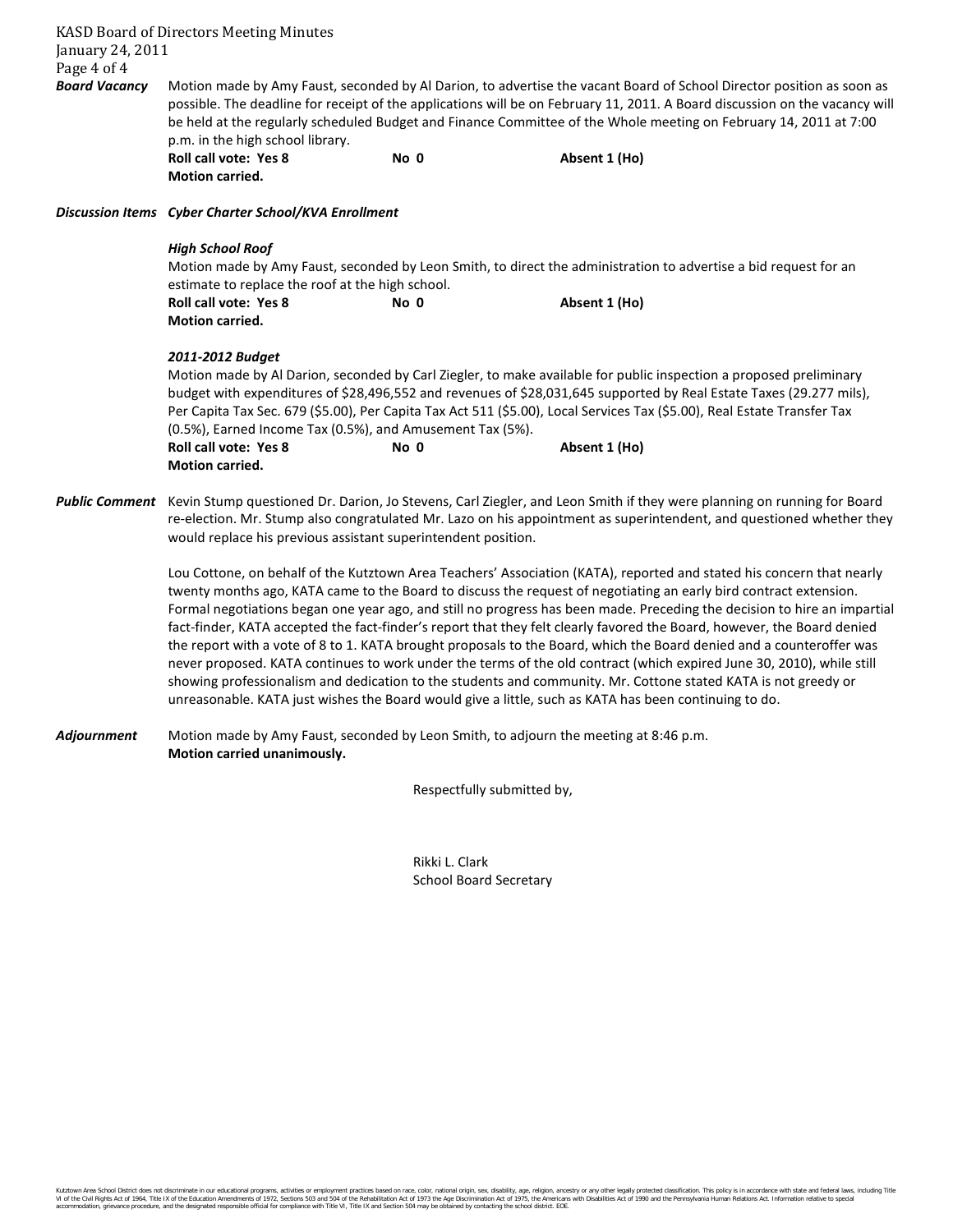***Board Vacancy*** Motion made by Amy Faust, seconded by Al Darion, to advertise the vacant Board of School Director position as soon as possible. The deadline for receipt of the applications will be on February 11, 2011. A Board discussion on the vacancy will be held at the regularly scheduled Budget and Finance Committee of the Whole meeting on February 14, 2011 at 7:00 p.m. in the high school library.

**Roll call vote: Yes 8** **No 0** **Absent 1 (Ho)**
**Motion carried.**

***Discussion Items*** ***Cyber Charter School/KVA Enrollment***

***High School Roof***

Motion made by Amy Faust, seconded by Leon Smith, to direct the administration to advertise a bid request for an estimate to replace the roof at the high school.

**Roll call vote: Yes 8** **No 0** **Absent 1 (Ho)**
**Motion carried.**

***2011-2012 Budget***

Motion made by Al Darion, seconded by Carl Ziegler, to make available for public inspection a proposed preliminary budget with expenditures of $28,496,552 and revenues of $28,031,645 supported by Real Estate Taxes (29.277 mils), Per Capita Tax Sec. 679 ($5.00), Per Capita Tax Act 511 ($5.00), Local Services Tax ($5.00), Real Estate Transfer Tax (0.5%), Earned Income Tax (0.5%), and Amusement Tax (5%).

**Roll call vote: Yes 8** **No 0** **Absent 1 (Ho)**
**Motion carried.**

***Public Comment*** Kevin Stump questioned Dr. Darion, Jo Stevens, Carl Ziegler, and Leon Smith if they were planning on running for Board re-election. Mr. Stump also congratulated Mr. Lazo on his appointment as superintendent, and questioned whether they would replace his previous assistant superintendent position.

Lou Cottone, on behalf of the Kutztown Area Teachers' Association (KATA), reported and stated his concern that nearly twenty months ago, KATA came to the Board to discuss the request of negotiating an early bird contract extension. Formal negotiations began one year ago, and still no progress has been made. Preceding the decision to hire an impartial fact-finder, KATA accepted the fact-finder's report that they felt clearly favored the Board, however, the Board denied the report with a vote of 8 to 1. KATA brought proposals to the Board, which the Board denied and a counteroffer was never proposed. KATA continues to work under the terms of the old contract (which expired June 30, 2010), while still showing professionalism and dedication to the students and community. Mr. Cottone stated KATA is not greedy or unreasonable. KATA just wishes the Board would give a little, such as KATA has been continuing to do.

***Adjournment*** Motion made by Amy Faust, seconded by Leon Smith, to adjourn the meeting at 8:46 p.m.
**Motion carried unanimously.**

Respectfully submitted by,

Rikki L. Clark
School Board Secretary

Kutztown Area School District does not discriminate in our educational programs, activities or employment practices based on race, color, national origin, sex, disability, age, religion, ancestry or any other legally protected classification. This policy is in accordance with state and federal laws, including Title VI of the Civil Rights Act of 1964, Title IX of the Education Amendments of 1972, Sections 503 and 504 of the Rehabilitation Act of 1973 the Age Discrimination Act of 1975, the Americans with Disabilities Act of 1990 and the Pennsylvania Human Relations Act. Information relative to special accommodation, grievance procedure, and the designated responsible official for compliance with Title VI, Title IX and Section 504 may be obtained by contacting the school district. EOE.